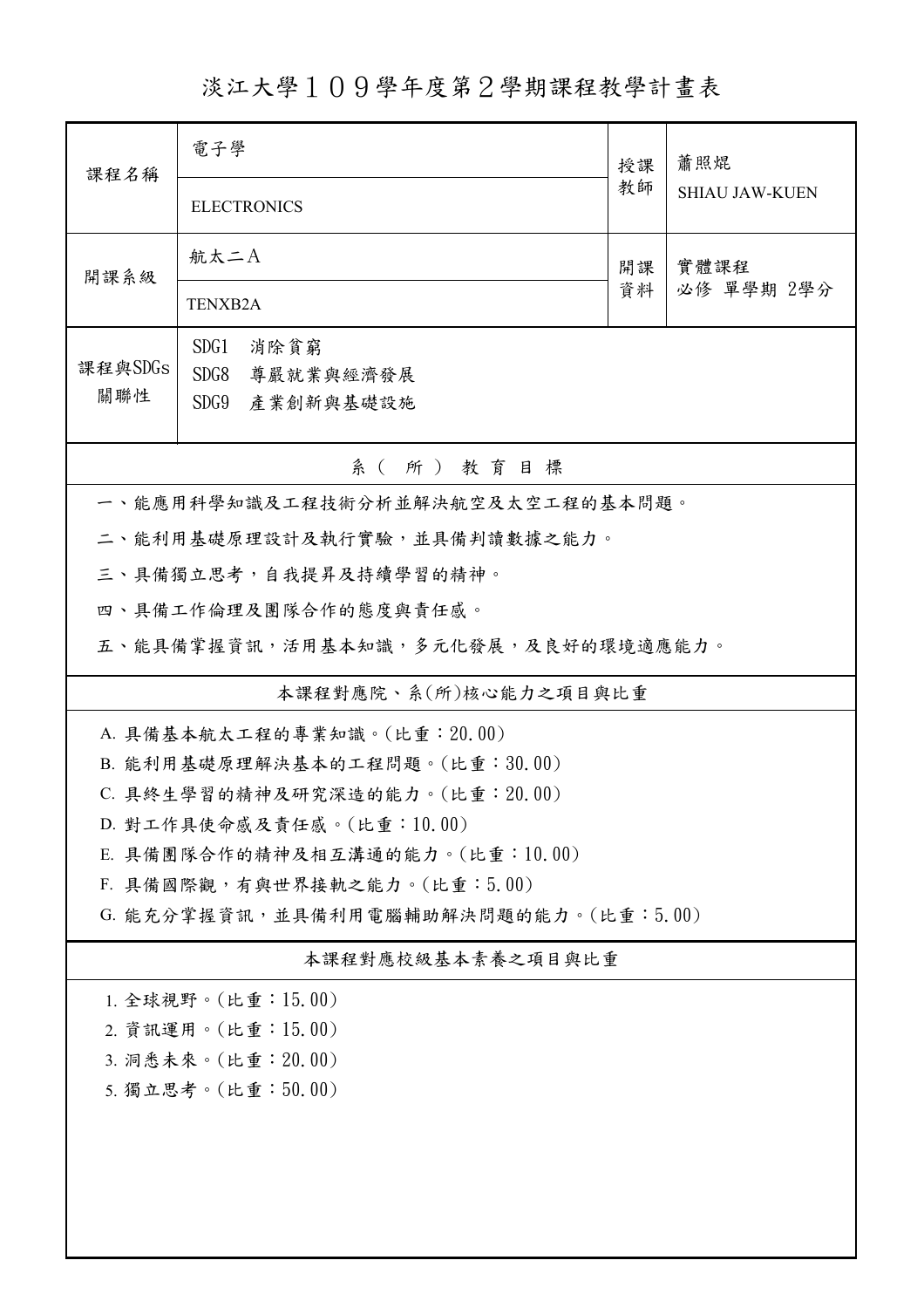# 淡江大學１０９學年度第２學期課程教學計畫表

| 課程名稱 | 電子學 | 授課教師 | 蕭照焜 |
|---|---|---|---|
| | ELECTRONICS | | SHIAU JAW-KUEN |
| 開課系級 | 航太二A | 開課資料 | 實體課程<br>必修 單學期 2學分 |
| | TENXB2A | | |
| 課程與SDGs關聯性 | SDG1 消除貧窮<br>SDG8 尊嚴就業與經濟發展<br>SDG9 產業創新與基礎設施 | | |

## 系（所）教育目標

一、能應用科學知識及工程技術分析並解決航空及太空工程的基本問題。

二、能利用基礎原理設計及執行實驗，並具備判讀數據之能力。

三、具備獨立思考，自我提昇及持續學習的精神。

四、具備工作倫理及團隊合作的態度與責任感。

五、能具備掌握資訊，活用基本知識，多元化發展，及良好的環境適應能力。

## 本課程對應院、系(所)核心能力之項目與比重

A. 具備基本航太工程的專業知識。(比重：20.00)

B. 能利用基礎原理解決基本的工程問題。(比重：30.00)

C. 具終生學習的精神及研究深造的能力。(比重：20.00)

D. 對工作具使命感及責任感。(比重：10.00)

E. 具備團隊合作的精神及相互溝通的能力。(比重：10.00)

F. 具備國際觀，有與世界接軌之能力。(比重：5.00)

G. 能充分掌握資訊，並具備利用電腦輔助解決問題的能力。(比重：5.00)

## 本課程對應校級基本素養之項目與比重

1. 全球視野。(比重：15.00)
2. 資訊運用。(比重：15.00)
3. 洞悉未來。(比重：20.00)
5. 獨立思考。(比重：50.00)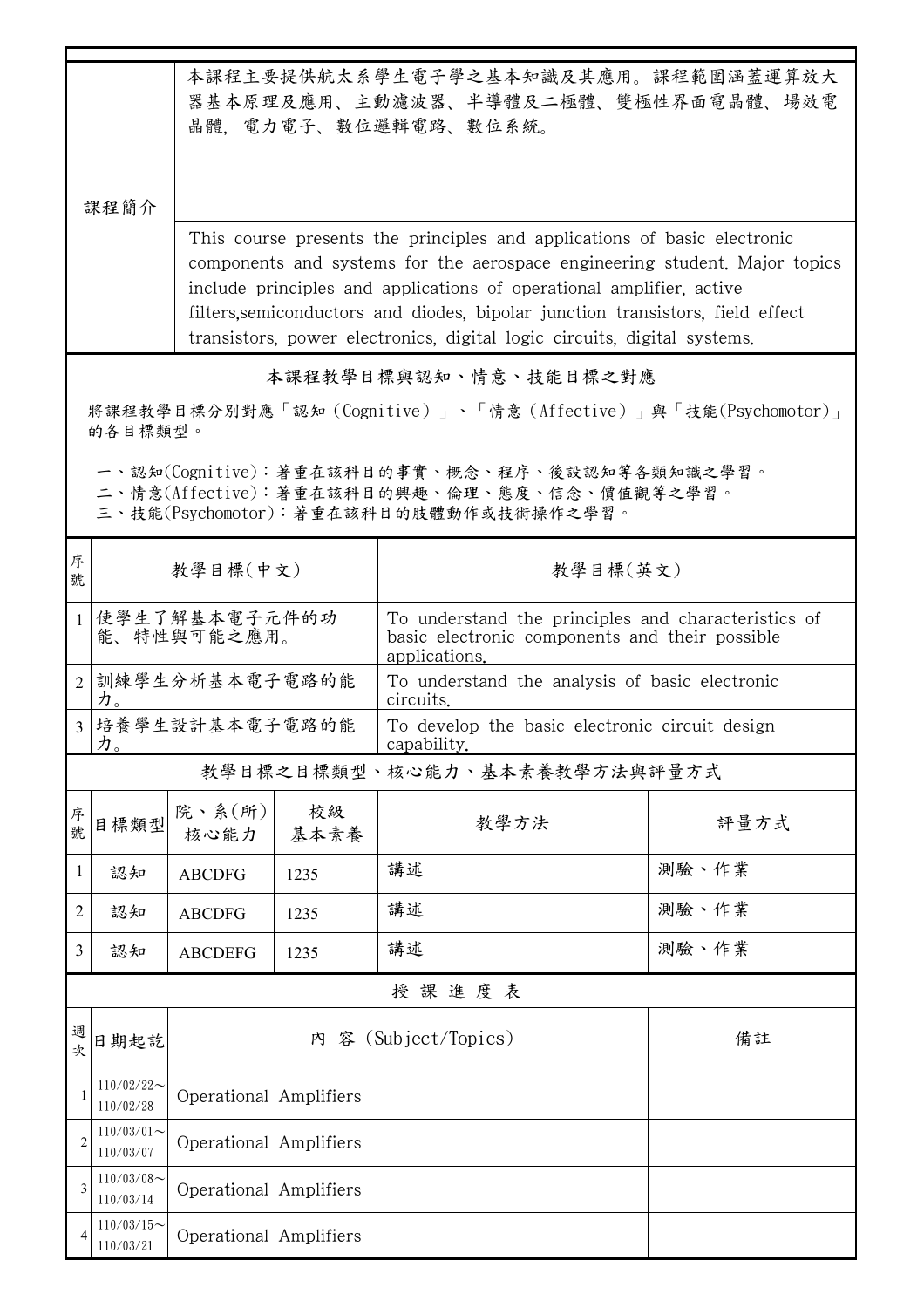| 課程簡介 | 本課程主要提供航太系學生電子學之基本知識及其應用。課程範圍涵蓋運算放大器基本原理及應用、主動濾波器、半導體及二極體、雙極性界面電晶體、場效電晶體, 電力電子、數位邏輯電路、數位系統。 |
| --- | --- |
| | This course presents the principles and applications of basic electronic components and systems for the aerospace engineering student. Major topics include principles and applications of operational amplifier, active filters,semiconductors and diodes, bipolar junction transistors, field effect transistors, power electronics, digital logic circuits, digital systems. |

## 本課程教學目標與認知、情意、技能目標之對應

將課程教學目標分別對應「認知（Cognitive）」、「情意（Affective）」與「技能(Psychomotor)」的各目標類型。

一、認知(Cognitive)：著重在該科目的事實、概念、程序、後設認知等各類知識之學習。
二、情意(Affective)：著重在該科目的興趣、倫理、態度、信念、價值觀等之學習。
三、技能(Psychomotor)：著重在該科目的肢體動作或技術操作之學習。

| 序號 | 教學目標(中文) | 教學目標(英文) |
| --- | --- | --- |
| 1 | 使學生了解基本電子元件的功能、特性與可能之應用。 | To understand the principles and characteristics of basic electronic components and their possible applications. |
| 2 | 訓練學生分析基本電子電路的能力。 | To understand the analysis of basic electronic circuits. |
| 3 | 培養學生設計基本電子電路的能力。 | To develop the basic electronic circuit design capability. |

## 教學目標之目標類型、核心能力、基本素養教學方法與評量方式

| 序號 | 目標類型 | 院、系(所)核心能力 | 校級基本素養 | 教學方法 | 評量方式 |
| --- | --- | --- | --- | --- | --- |
| 1 | 認知 | ABCDFG | 1235 | 講述 | 測驗、作業 |
| 2 | 認知 | ABCDFG | 1235 | 講述 | 測驗、作業 |
| 3 | 認知 | ABCDEFG | 1235 | 講述 | 測驗、作業 |

## 授課進度表

| 週次 | 日期起訖 | 內 容 (Subject/Topics) | 備註 |
| --- | --- | --- | --- |
| 1 | 110/02/22～110/02/28 | Operational Amplifiers | |
| 2 | 110/03/01～110/03/07 | Operational Amplifiers | |
| 3 | 110/03/08～110/03/14 | Operational Amplifiers | |
| 4 | 110/03/15～110/03/21 | Operational Amplifiers | |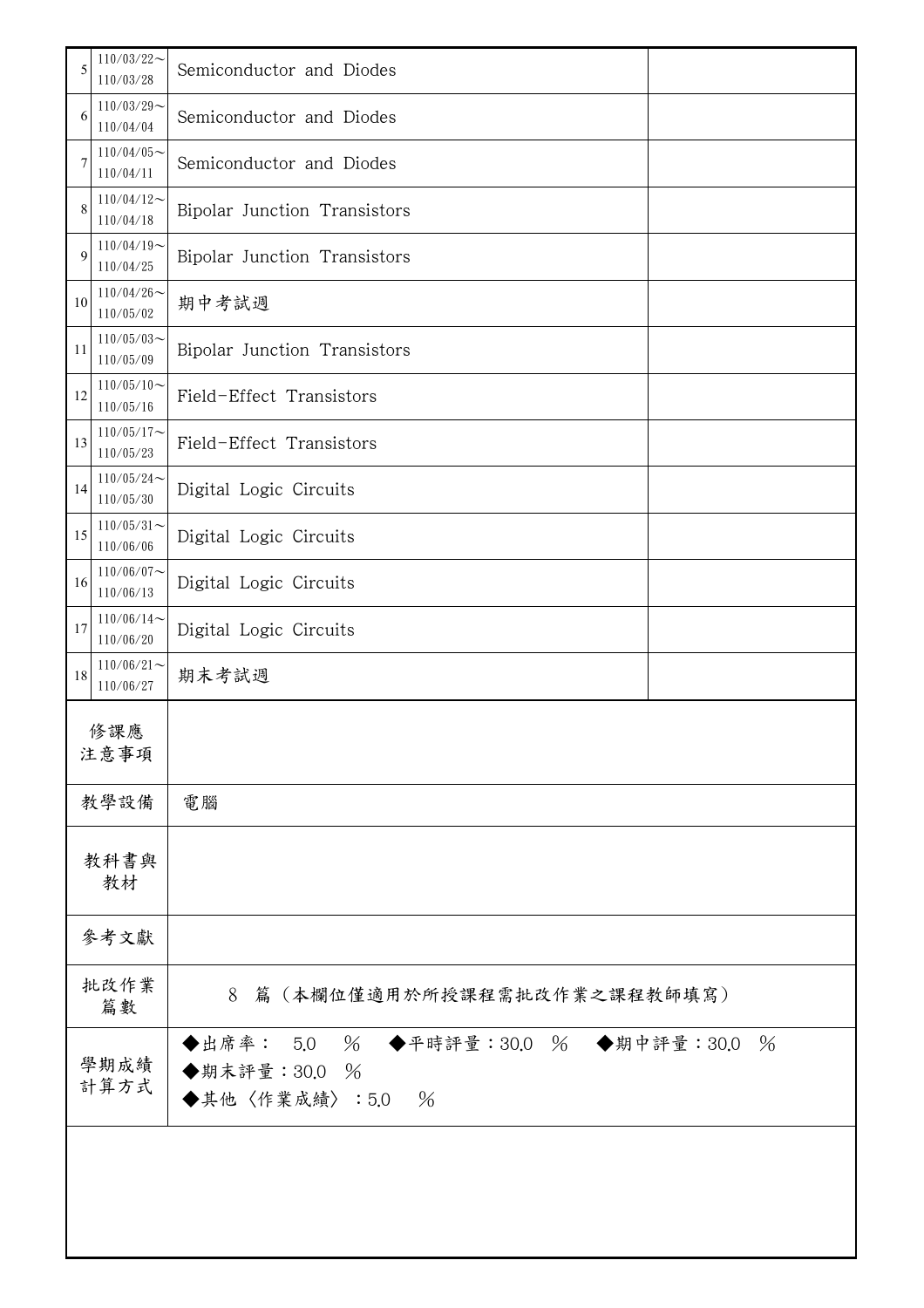| 5 | 110/03/22～110/03/28 | Semiconductor and Diodes | |
|---|---|---|---|
| 6 | 110/03/29～110/04/04 | Semiconductor and Diodes | |
| 7 | 110/04/05～110/04/11 | Semiconductor and Diodes | |
| 8 | 110/04/12～110/04/18 | Bipolar Junction Transistors | |
| 9 | 110/04/19～110/04/25 | Bipolar Junction Transistors | |
| 10 | 110/04/26～110/05/02 | 期中考試週 | |
| 11 | 110/05/03～110/05/09 | Bipolar Junction Transistors | |
| 12 | 110/05/10～110/05/16 | Field-Effect Transistors | |
| 13 | 110/05/17～110/05/23 | Field-Effect Transistors | |
| 14 | 110/05/24～110/05/30 | Digital Logic Circuits | |
| 15 | 110/05/31～110/06/06 | Digital Logic Circuits | |
| 16 | 110/06/07～110/06/13 | Digital Logic Circuits | |
| 17 | 110/06/14～110/06/20 | Digital Logic Circuits | |
| 18 | 110/06/21～110/06/27 | 期末考試週 | |

| 項目 | 內容 |
|---|---|
| 修課應注意事項 | |
| 教學設備 | 電腦 |
| 教科書與教材 | |
| 參考文獻 | |
| 批改作業篇數 | 8 篇（本欄位僅適用於所授課程需批改作業之課程教師填寫） |
| 學期成績計算方式 | ◆出席率： 5.0 ％ ◆平時評量：30.0 ％ ◆期中評量：30.0 ％<br>◆期末評量：30.0 ％<br>◆其他〈作業成績〉：5.0 ％ |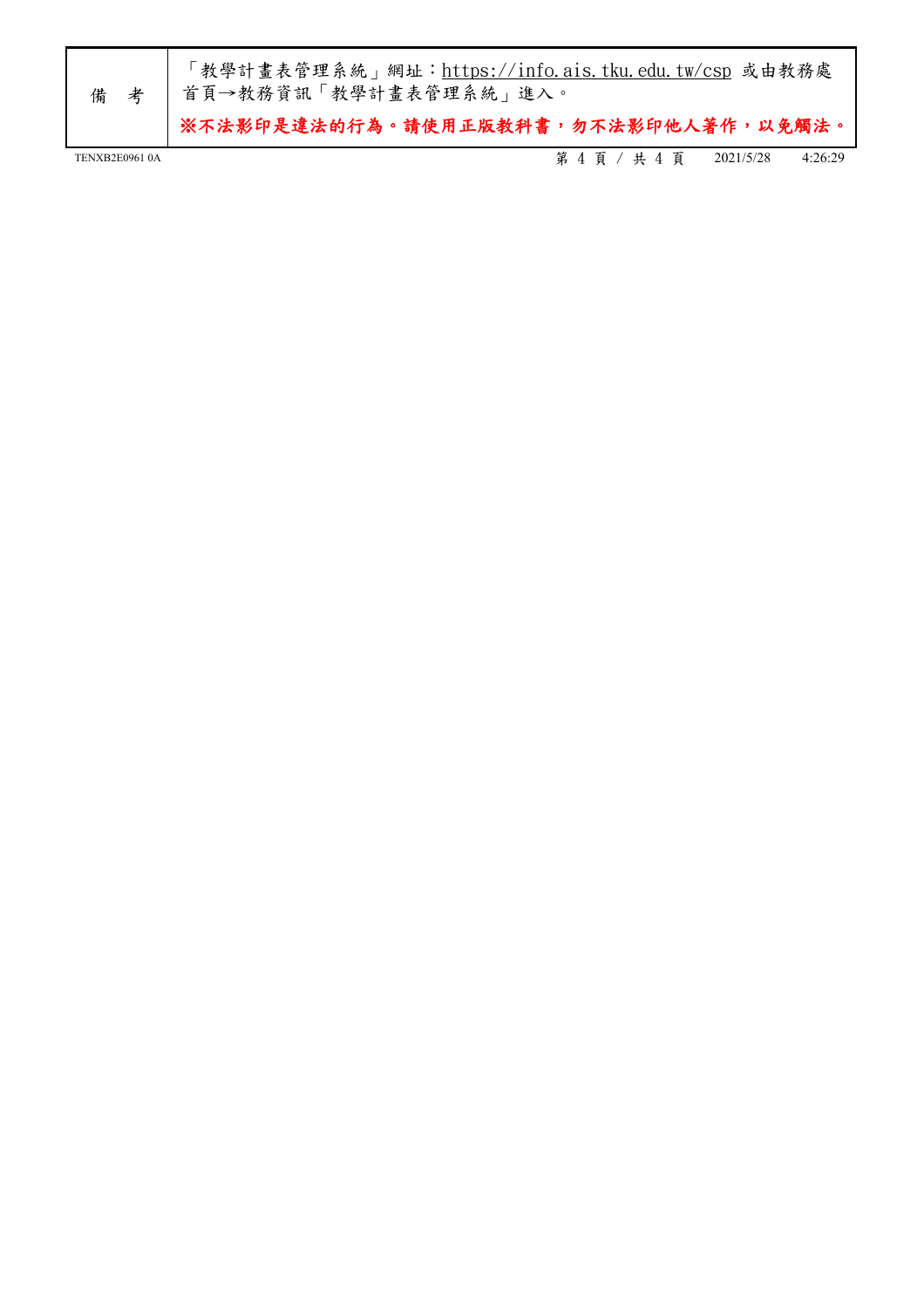| | |
|---|---|
| 備　考 | 「教學計畫表管理系統」網址：https://info.ais.tku.edu.tw/csp 或由教務處首頁→教務資訊「教學計畫表管理系統」進入。<br>**※不法影印是違法的行為。請使用正版教科書，勿不法影印他人著作，以免觸法。** |

TENXB2E0961 0A　　2021/5/28　4:26:29